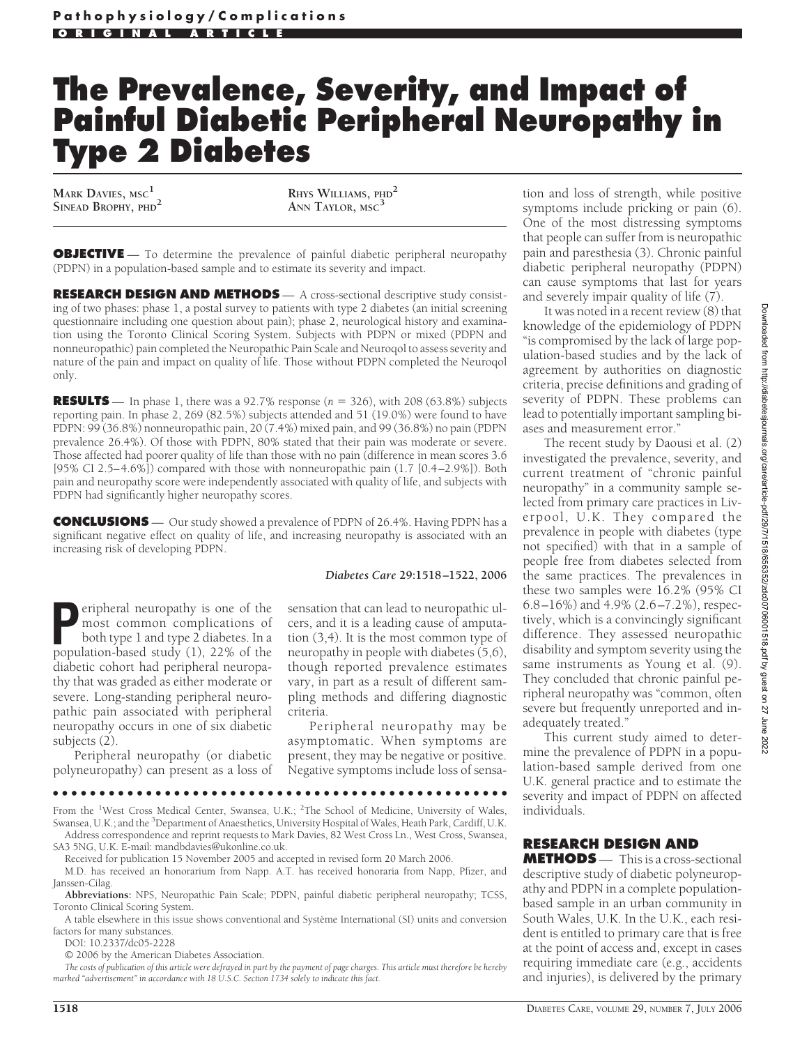# The Prevalence, Severity, and Impact of Painful Diabetic Peripheral Neuropathy in Type 2 Diabetes

MARK DAVIES, MSC[1]
SINEAD BROPHY, PHD[2]
RHYS WILLIAMS, PHD[2]
ANN TAYLOR, MSC[3]

**OBJECTIVE** — To determine the prevalence of painful diabetic peripheral neuropathy (PDPN) in a population-based sample and to estimate its severity and impact.

**RESEARCH DESIGN AND METHODS** — A cross-sectional descriptive study consisting of two phases: phase 1, a postal survey to patients with type 2 diabetes (an initial screening questionnaire including one question about pain); phase 2, neurological history and examination using the Toronto Clinical Scoring System. Subjects with PDPN or mixed (PDPN and nonneuropathic) pain completed the Neuropathic Pain Scale and Neuroqol to assess severity and nature of the pain and impact on quality of life. Those without PDPN completed the Neuroqol only.

**RESULTS** — In phase 1, there was a 92.7% response ($n = 326$), with 208 (63.8%) subjects reporting pain. In phase 2, 269 (82.5%) subjects attended and 51 (19.0%) were found to have PDPN: 99 (36.8%) nonneuropathic pain, 20 (7.4%) mixed pain, and 99 (36.8%) no pain (PDPN prevalence 26.4%). Of those with PDPN, 80% stated that their pain was moderate or severe. Those affected had poorer quality of life than those with no pain (difference in mean scores 3.6 [95% CI 2.5–4.6%]) compared with those with nonneuropathic pain (1.7 [0.4–2.9%]). Both pain and neuropathy score were independently associated with quality of life, and subjects with PDPN had significantly higher neuropathy scores.

**CONCLUSIONS** — Our study showed a prevalence of PDPN of 26.4%. Having PDPN has a significant negative effect on quality of life, and increasing neuropathy is associated with an increasing risk of developing PDPN.

*Diabetes Care* **29:**1518–1522, 2006

Peripheral neuropathy is one of the most common complications of both type 1 and type 2 diabetes. In a population-based study (1), 22% of the diabetic cohort had peripheral neuropathy that was graded as either moderate or severe. Long-standing peripheral neuropathic pain associated with peripheral neuropathy occurs in one of six diabetic subjects (2).

Peripheral neuropathy (or diabetic polyneuropathy) can present as a loss of sensation that can lead to neuropathic ulcers, and it is a leading cause of amputation (3,4). It is the most common type of neuropathy in people with diabetes (5,6), though reported prevalence estimates vary, in part as a result of different sampling methods and differing diagnostic criteria.

Peripheral neuropathy may be asymptomatic. When symptoms are present, they may be negative or positive. Negative symptoms include loss of sensation and loss of strength, while positive symptoms include pricking or pain (6). One of the most distressing symptoms that people can suffer from is neuropathic pain and paresthesia (3). Chronic painful diabetic peripheral neuropathy (PDPN) can cause symptoms that last for years and severely impair quality of life (7).

It was noted in a recent review (8) that knowledge of the epidemiology of PDPN "is compromised by the lack of large population-based studies and by the lack of agreement by authorities on diagnostic criteria, precise definitions and grading of severity of PDPN. These problems can lead to potentially important sampling biases and measurement error."

The recent study by Daousi et al. (2) investigated the prevalence, severity, and current treatment of "chronic painful neuropathy" in a community sample selected from primary care practices in Liverpool, U.K. They compared the prevalence in people with diabetes (type not specified) with that in a sample of people free from diabetes selected from the same practices. The prevalences in these two samples were 16.2% (95% CI 6.8–16%) and 4.9% (2.6–7.2%), respectively, which is a convincingly significant difference. They assessed neuropathic disability and symptom severity using the same instruments as Young et al. (9). They concluded that chronic painful peripheral neuropathy was "common, often severe but frequently unreported and inadequately treated."

This current study aimed to determine the prevalence of PDPN in a population-based sample derived from one U.K. general practice and to estimate the severity and impact of PDPN on affected individuals.

## RESEARCH DESIGN AND METHODS

This is a cross-sectional descriptive study of diabetic polyneuropathy and PDPN in a complete population-based sample in an urban community in South Wales, U.K. In the U.K., each resident is entitled to primary care that is free at the point of access and, except in cases requiring immediate care (e.g., accidents and injuries), is delivered by the primary

From the [1]West Cross Medical Center, Swansea, U.K.; [2]The School of Medicine, University of Wales, Swansea, U.K.; and the [3]Department of Anaesthetics, University Hospital of Wales, Heath Park, Cardiff, U.K.

Address correspondence and reprint requests to Mark Davies, 82 West Cross Ln., West Cross, Swansea, SA3 5NG, U.K. E-mail: mandbdavies@ukonline.co.uk.

Received for publication 15 November 2005 and accepted in revised form 20 March 2006.

M.D. has received an honorarium from Napp. A.T. has received honoraria from Napp, Pfizer, and Janssen-Cilag.

**Abbreviations:** NPS, Neuropathic Pain Scale; PDPN, painful diabetic peripheral neuropathy; TCSS, Toronto Clinical Scoring System.

A table elsewhere in this issue shows conventional and Système International (SI) units and conversion factors for many substances.

DOI: 10.2337/dc05-2228

© 2006 by the American Diabetes Association.

*The costs of publication of this article were defrayed in part by the payment of page charges. This article must therefore be hereby marked "advertisement" in accordance with 18 U.S.C. Section 1734 solely to indicate this fact.*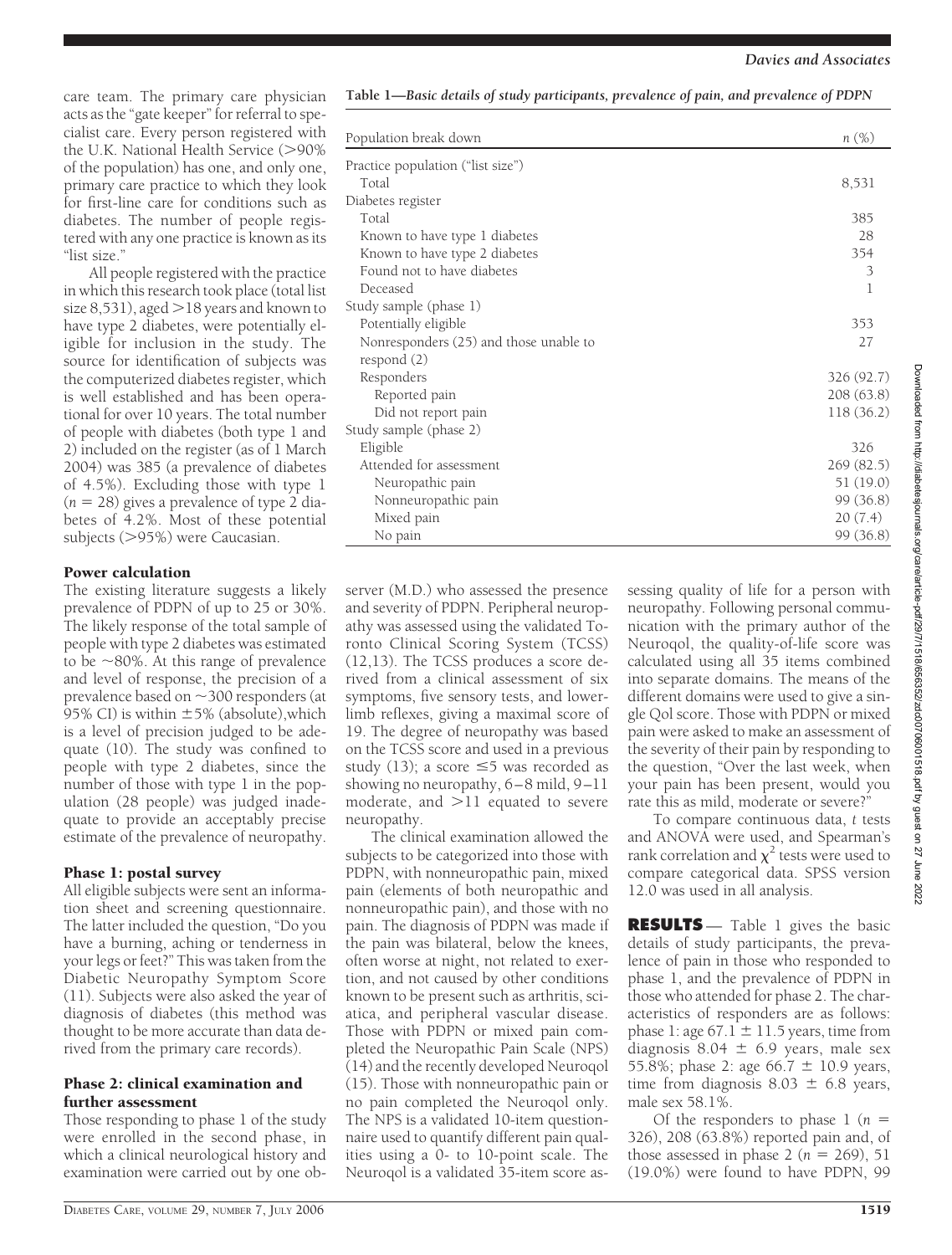care team. The primary care physician acts as the "gate keeper" for referral to specialist care. Every person registered with the U.K. National Health Service (>90% of the population) has one, and only one, primary care practice to which they look for first-line care for conditions such as diabetes. The number of people registered with any one practice is known as its "list size."

All people registered with the practice in which this research took place (total list size 8,531), aged >18 years and known to have type 2 diabetes, were potentially eligible for inclusion in the study. The source for identification of subjects was the computerized diabetes register, which is well established and has been operational for over 10 years. The total number of people with diabetes (both type 1 and 2) included on the register (as of 1 March 2004) was 385 (a prevalence of diabetes of 4.5%). Excluding those with type 1 ($n = 28$) gives a prevalence of type 2 diabetes of 4.2%. Most of these potential subjects (>95%) were Caucasian.

### Power calculation

The existing literature suggests a likely prevalence of PDPN of up to 25 or 30%. The likely response of the total sample of people with type 2 diabetes was estimated to be ~80%. At this range of prevalence and level of response, the precision of a prevalence based on ~300 responders (at 95% CI) is within ±5% (absolute), which is a level of precision judged to be adequate (10). The study was confined to people with type 2 diabetes, since the number of those with type 1 in the population (28 people) was judged inadequate to provide an acceptably precise estimate of the prevalence of neuropathy.

### Phase 1: postal survey

All eligible subjects were sent an information sheet and screening questionnaire. The latter included the question, "Do you have a burning, aching or tenderness in your legs or feet?" This was taken from the Diabetic Neuropathy Symptom Score (11). Subjects were also asked the year of diagnosis of diabetes (this method was thought to be more accurate than data derived from the primary care records).

### Phase 2: clinical examination and further assessment

Those responding to phase 1 of the study were enrolled in the second phase, in which a clinical neurological history and examination were carried out by one observer (M.D.) who assessed the presence and severity of PDPN. Peripheral neuropathy was assessed using the validated Toronto Clinical Scoring System (TCSS) (12,13). The TCSS produces a score derived from a clinical assessment of six symptoms, five sensory tests, and lower-limb reflexes, giving a maximal score of 19. The degree of neuropathy was based on the TCSS score and used in a previous study (13); a score ≤5 was recorded as showing no neuropathy, 6–8 mild, 9–11 moderate, and >11 equated to severe neuropathy.

The clinical examination allowed the subjects to be categorized into those with PDPN, with nonneuropathic pain, mixed pain (elements of both neuropathic and nonneuropathic pain), and those with no pain. The diagnosis of PDPN was made if the pain was bilateral, below the knees, often worse at night, not related to exertion, and not caused by other conditions known to be present such as arthritis, sciatica, and peripheral vascular disease. Those with PDPN or mixed pain completed the Neuropathic Pain Scale (NPS) (14) and the recently developed Neuroqol (15). Those with nonneuropathic pain or no pain completed the Neuroqol only. The NPS is a validated 10-item questionnaire used to quantify different pain qualities using a 0- to 10-point scale. The Neuroqol is a validated 35-item score assessing quality of life for a person with neuropathy. Following personal communication with the primary author of the Neuroqol, the quality-of-life score was calculated using all 35 items combined into separate domains. The means of the different domains were used to give a single Qol score. Those with PDPN or mixed pain were asked to make an assessment of the severity of their pain by responding to the question, "Over the last week, when your pain has been present, would you rate this as mild, moderate or severe?"

To compare continuous data, *t* tests and ANOVA were used, and Spearman's rank correlation and $\chi^2$ tests were used to compare categorical data. SPSS version 12.0 was used in all analysis.

**Table 1—Basic details of study participants, prevalence of pain, and prevalence of PDPN**

| Population break down | n (%) |
|---|---|
| Practice population ("list size") | |
| Total | 8,531 |
| Diabetes register | |
| Total | 385 |
| Known to have type 1 diabetes | 28 |
| Known to have type 2 diabetes | 354 |
| Found not to have diabetes | 3 |
| Deceased | 1 |
| Study sample (phase 1) | |
| Potentially eligible | 353 |
| Nonresponders (25) and those unable to respond (2) | 27 |
| Responders | 326 (92.7) |
| Reported pain | 208 (63.8) |
| Did not report pain | 118 (36.2) |
| Study sample (phase 2) | |
| Eligible | 326 |
| Attended for assessment | 269 (82.5) |
| Neuropathic pain | 51 (19.0) |
| Nonneuropathic pain | 99 (36.8) |
| Mixed pain | 20 (7.4) |
| No pain | 99 (36.8) |

## RESULTS

Table 1 gives the basic details of study participants, the prevalence of pain in those who responded to phase 1, and the prevalence of PDPN in those who attended for phase 2. The characteristics of responders are as follows: phase 1: age 67.1 ± 11.5 years, time from diagnosis 8.04 ± 6.9 years, male sex 55.8%; phase 2: age 66.7 ± 10.9 years, time from diagnosis 8.03 ± 6.8 years, male sex 58.1%.

Of the responders to phase 1 ($n = 326$), 208 (63.8%) reported pain and, of those assessed in phase 2 ($n = 269$), 51 (19.0%) were found to have PDPN, 99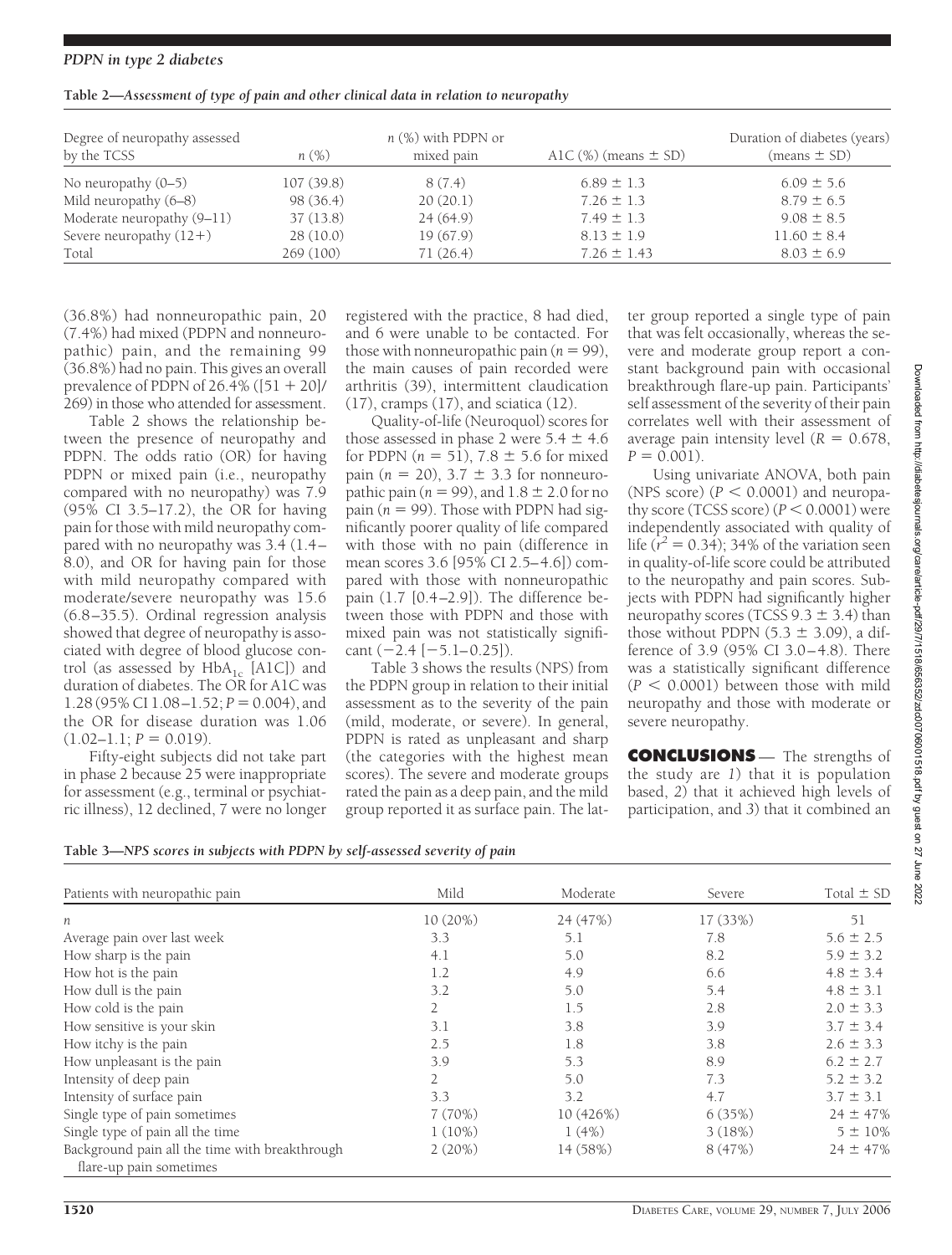**Table 2—Assessment of type of pain and other clinical data in relation to neuropathy**

| Degree of neuropathy assessed by the TCSS | n (%) | n (%) with PDPN or mixed pain | A1C (%) (means ± SD) | Duration of diabetes (years) (means ± SD) |
|---|---|---|---|---|
| No neuropathy (0–5) | 107 (39.8) | 8 (7.4) | 6.89 ± 1.3 | 6.09 ± 5.6 |
| Mild neuropathy (6–8) | 98 (36.4) | 20 (20.1) | 7.26 ± 1.3 | 8.79 ± 6.5 |
| Moderate neuropathy (9–11) | 37 (13.8) | 24 (64.9) | 7.49 ± 1.3 | 9.08 ± 8.5 |
| Severe neuropathy (12+) | 28 (10.0) | 19 (67.9) | 8.13 ± 1.9 | 11.60 ± 8.4 |
| Total | 269 (100) | 71 (26.4) | 7.26 ± 1.43 | 8.03 ± 6.9 |

(36.8%) had nonneuropathic pain, 20 (7.4%) had mixed (PDPN and nonneuropathic) pain, and the remaining 99 (36.8%) had no pain. This gives an overall prevalence of PDPN of 26.4% ([51 + 20]/269) in those who attended for assessment.

Table 2 shows the relationship between the presence of neuropathy and PDPN. The odds ratio (OR) for having PDPN or mixed pain (i.e., neuropathy compared with no neuropathy) was 7.9 (95% CI 3.5–17.2), the OR for having pain for those with mild neuropathy compared with no neuropathy was 3.4 (1.4–8.0), and OR for having pain for those with mild neuropathy compared with moderate/severe neuropathy was 15.6 (6.8–35.5). Ordinal regression analysis showed that degree of neuropathy is associated with degree of blood glucose control (as assessed by $HbA_{1c}$ [A1C]) and duration of diabetes. The OR for A1C was 1.28 (95% CI 1.08–1.52; $P = 0.004$), and the OR for disease duration was 1.06 (1.02–1.1; $P = 0.019$).

Fifty-eight subjects did not take part in phase 2 because 25 were inappropriate for assessment (e.g., terminal or psychiatric illness), 12 declined, 7 were no longer registered with the practice, 8 had died, and 6 were unable to be contacted. For those with nonneuropathic pain ($n = 99$), the main causes of pain recorded were arthritis (39), intermittent claudication (17), cramps (17), and sciatica (12).

Quality-of-life (Neuroquol) scores for those assessed in phase 2 were 5.4 ± 4.6 for PDPN ($n = 51$), 7.8 ± 5.6 for mixed pain ($n = 20$), 3.7 ± 3.3 for nonneuropathic pain ($n = 99$), and 1.8 ± 2.0 for no pain ($n = 99$). Those with PDPN had significantly poorer quality of life compared with those with no pain (difference in mean scores 3.6 [95% CI 2.5–4.6]) compared with those with nonneuropathic pain (1.7 [0.4–2.9]). The difference between those with PDPN and those with mixed pain was not statistically significant (−2.4 [−5.1–0.25]).

Table 3 shows the results (NPS) from the PDPN group in relation to their initial assessment as to the severity of the pain (mild, moderate, or severe). In general, PDPN is rated as unpleasant and sharp (the categories with the highest mean scores). The severe and moderate groups rated the pain as a deep pain, and the mild group reported it as surface pain. The latter group reported a single type of pain that was felt occasionally, whereas the severe and moderate group report a constant background pain with occasional breakthrough flare-up pain. Participants' self assessment of the severity of their pain correlates well with their assessment of average pain intensity level ($R = 0.678$, $P = 0.001$).

Using univariate ANOVA, both pain (NPS score) ($P < 0.0001$) and neuropathy score (TCSS score) ($P < 0.0001$) were independently associated with quality of life ($r^2 = 0.34$); 34% of the variation seen in quality-of-life score could be attributed to the neuropathy and pain scores. Subjects with PDPN had significantly higher neuropathy scores (TCSS 9.3 ± 3.4) than those without PDPN (5.3 ± 3.09), a difference of 3.9 (95% CI 3.0–4.8). There was a statistically significant difference ($P < 0.0001$) between those with mild neuropathy and those with moderate or severe neuropathy.

## CONCLUSIONS

The strengths of the study are *1*) that it is population based, *2*) that it achieved high levels of participation, and *3*) that it combined an

**Table 3—NPS scores in subjects with PDPN by self-assessed severity of pain**

| Patients with neuropathic pain | Mild | Moderate | Severe | Total ± SD |
|---|---|---|---|---|
| n | 10 (20%) | 24 (47%) | 17 (33%) | 51 |
| Average pain over last week | 3.3 | 5.1 | 7.8 | 5.6 ± 2.5 |
| How sharp is the pain | 4.1 | 5.0 | 8.2 | 5.9 ± 3.2 |
| How hot is the pain | 1.2 | 4.9 | 6.6 | 4.8 ± 3.4 |
| How dull is the pain | 3.2 | 5.0 | 5.4 | 4.8 ± 3.1 |
| How cold is the pain | 2 | 1.5 | 2.8 | 2.0 ± 3.3 |
| How sensitive is your skin | 3.1 | 3.8 | 3.9 | 3.7 ± 3.4 |
| How itchy is the pain | 2.5 | 1.8 | 3.8 | 2.6 ± 3.3 |
| How unpleasant is the pain | 3.9 | 5.3 | 8.9 | 6.2 ± 2.7 |
| Intensity of deep pain | 2 | 5.0 | 7.3 | 5.2 ± 3.2 |
| Intensity of surface pain | 3.3 | 3.2 | 4.7 | 3.7 ± 3.1 |
| Single type of pain sometimes | 7 (70%) | 10 (426%) | 6 (35%) | 24 ± 47% |
| Single type of pain all the time | 1 (10%) | 1 (4%) | 3 (18%) | 5 ± 10% |
| Background pain all the time with breakthrough flare-up pain sometimes | 2 (20%) | 14 (58%) | 8 (47%) | 24 ± 47% |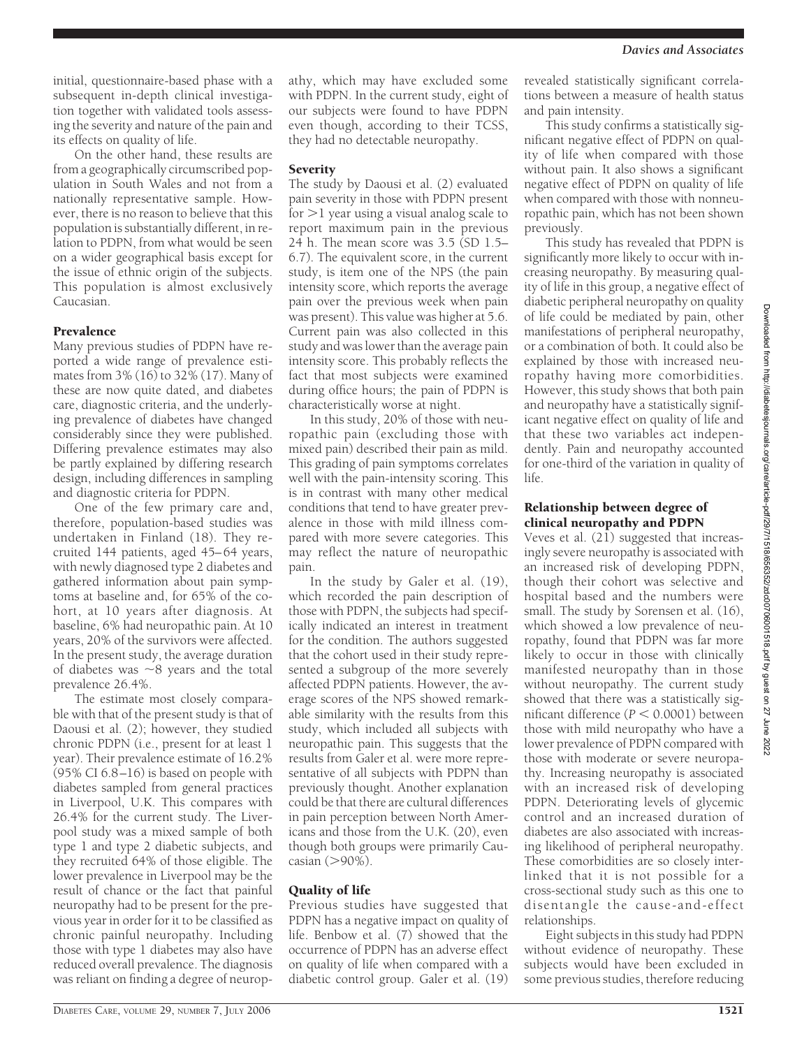initial, questionnaire-based phase with a subsequent in-depth clinical investigation together with validated tools assessing the severity and nature of the pain and its effects on quality of life.

On the other hand, these results are from a geographically circumscribed population in South Wales and not from a nationally representative sample. However, there is no reason to believe that this population is substantially different, in relation to PDPN, from what would be seen on a wider geographical basis except for the issue of ethnic origin of the subjects. This population is almost exclusively Caucasian.

## Prevalence

Many previous studies of PDPN have reported a wide range of prevalence estimates from 3% (16) to 32% (17). Many of these are now quite dated, and diabetes care, diagnostic criteria, and the underlying prevalence of diabetes have changed considerably since they were published. Differing prevalence estimates may also be partly explained by differing research design, including differences in sampling and diagnostic criteria for PDPN.

One of the few primary care and, therefore, population-based studies was undertaken in Finland (18). They recruited 144 patients, aged 45–64 years, with newly diagnosed type 2 diabetes and gathered information about pain symptoms at baseline and, for 65% of the cohort, at 10 years after diagnosis. At baseline, 6% had neuropathic pain. At 10 years, 20% of the survivors were affected. In the present study, the average duration of diabetes was ~8 years and the total prevalence 26.4%.

The estimate most closely comparable with that of the present study is that of Daousi et al. (2); however, they studied chronic PDPN (i.e., present for at least 1 year). Their prevalence estimate of 16.2% (95% CI 6.8–16) is based on people with diabetes sampled from general practices in Liverpool, U.K. This compares with 26.4% for the current study. The Liverpool study was a mixed sample of both type 1 and type 2 diabetic subjects, and they recruited 64% of those eligible. The lower prevalence in Liverpool may be the result of chance or the fact that painful neuropathy had to be present for the previous year in order for it to be classified as chronic painful neuropathy. Including those with type 1 diabetes may also have reduced overall prevalence. The diagnosis was reliant on finding a degree of neuropathy, which may have excluded some with PDPN. In the current study, eight of our subjects were found to have PDPN even though, according to their TCSS, they had no detectable neuropathy.

## Severity

The study by Daousi et al. (2) evaluated pain severity in those with PDPN present for >1 year using a visual analog scale to report maximum pain in the previous 24 h. The mean score was 3.5 (SD 1.5–6.7). The equivalent score, in the current study, is item one of the NPS (the pain intensity score, which reports the average pain over the previous week when pain was present). This value was higher at 5.6. Current pain was also collected in this study and was lower than the average pain intensity score. This probably reflects the fact that most subjects were examined during office hours; the pain of PDPN is characteristically worse at night.

In this study, 20% of those with neuropathic pain (excluding those with mixed pain) described their pain as mild. This grading of pain symptoms correlates well with the pain-intensity scoring. This is in contrast with many other medical conditions that tend to have greater prevalence in those with mild illness compared with more severe categories. This may reflect the nature of neuropathic pain.

In the study by Galer et al. (19), which recorded the pain description of those with PDPN, the subjects had specifically indicated an interest in treatment for the condition. The authors suggested that the cohort used in their study represented a subgroup of the more severely affected PDPN patients. However, the average scores of the NPS showed remarkable similarity with the results from this study, which included all subjects with neuropathic pain. This suggests that the results from Galer et al. were more representative of all subjects with PDPN than previously thought. Another explanation could be that there are cultural differences in pain perception between North Americans and those from the U.K. (20), even though both groups were primarily Caucasian (>90%).

## Quality of life

Previous studies have suggested that PDPN has a negative impact on quality of life. Benbow et al. (7) showed that the occurrence of PDPN has an adverse effect on quality of life when compared with a diabetic control group. Galer et al. (19) revealed statistically significant correlations between a measure of health status and pain intensity.

This study confirms a statistically significant negative effect of PDPN on quality of life when compared with those without pain. It also shows a significant negative effect of PDPN on quality of life when compared with those with nonneuropathic pain, which has not been shown previously.

This study has revealed that PDPN is significantly more likely to occur with increasing neuropathy. By measuring quality of life in this group, a negative effect of diabetic peripheral neuropathy on quality of life could be mediated by pain, other manifestations of peripheral neuropathy, or a combination of both. It could also be explained by those with increased neuropathy having more comorbidities. However, this study shows that both pain and neuropathy have a statistically significant negative effect on quality of life and that these two variables act independently. Pain and neuropathy accounted for one-third of the variation in quality of life.

## Relationship between degree of clinical neuropathy and PDPN

Veves et al. (21) suggested that increasingly severe neuropathy is associated with an increased risk of developing PDPN, though their cohort was selective and hospital based and the numbers were small. The study by Sorensen et al. (16), which showed a low prevalence of neuropathy, found that PDPN was far more likely to occur in those with clinically manifested neuropathy than in those without neuropathy. The current study showed that there was a statistically significant difference ($P < 0.0001$) between those with mild neuropathy who have a lower prevalence of PDPN compared with those with moderate or severe neuropathy. Increasing neuropathy is associated with an increased risk of developing PDPN. Deteriorating levels of glycemic control and an increased duration of diabetes are also associated with increasing likelihood of peripheral neuropathy. These comorbidities are so closely interlinked that it is not possible for a cross-sectional study such as this one to disentangle the cause-and-effect relationships.

Eight subjects in this study had PDPN without evidence of neuropathy. These subjects would have been excluded in some previous studies, therefore reducing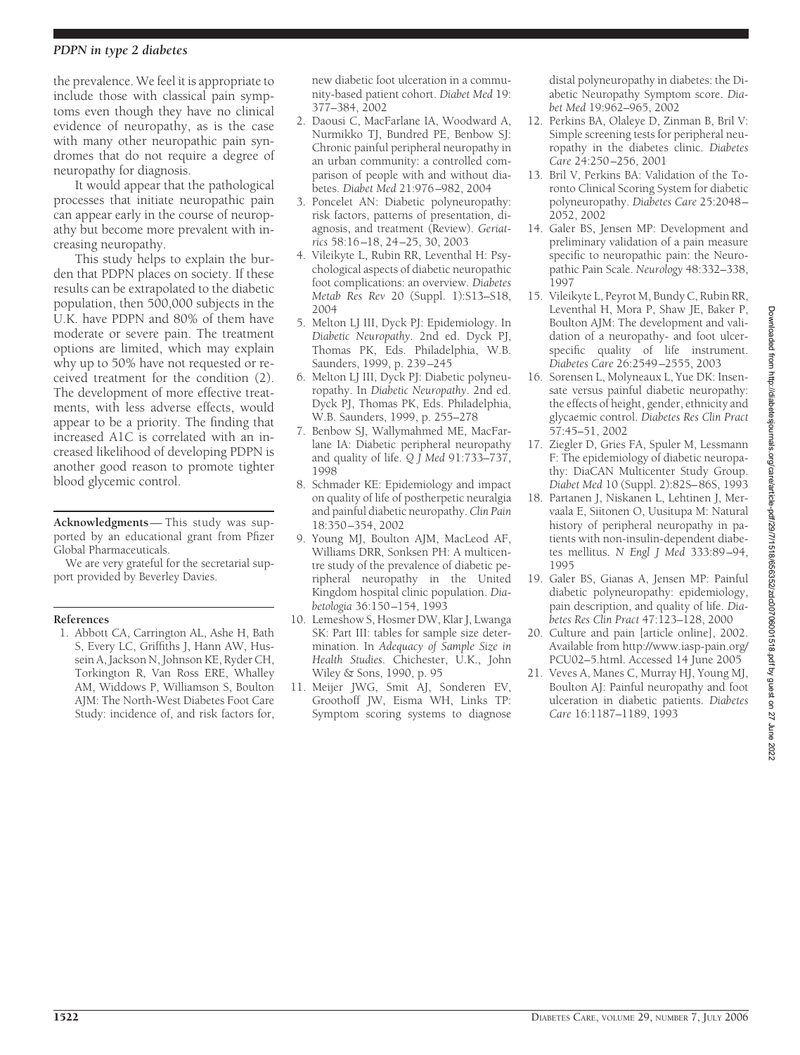the prevalence. We feel it is appropriate to include those with classical pain symptoms even though they have no clinical evidence of neuropathy, as is the case with many other neuropathic pain syndromes that do not require a degree of neuropathy for diagnosis.

It would appear that the pathological processes that initiate neuropathic pain can appear early in the course of neuropathy but become more prevalent with increasing neuropathy.

This study helps to explain the burden that PDPN places on society. If these results can be extrapolated to the diabetic population, then 500,000 subjects in the U.K. have PDPN and 80% of them have moderate or severe pain. The treatment options are limited, which may explain why up to 50% have not requested or received treatment for the condition (2). The development of more effective treatments, with less adverse effects, would appear to be a priority. The finding that increased A1C is correlated with an increased likelihood of developing PDPN is another good reason to promote tighter blood glycemic control.

**Acknowledgments**— This study was supported by an educational grant from Pfizer Global Pharmaceuticals.

We are very grateful for the secretarial support provided by Beverley Davies.

## References

1. Abbott CA, Carrington AL, Ashe H, Bath S, Every LC, Griffiths J, Hann AW, Hussein A, Jackson N, Johnson KE, Ryder CH, Torkington R, Van Ross ERE, Whalley AM, Widdows P, Williamson S, Boulton AJM: The North-West Diabetes Foot Care Study: incidence of, and risk factors for, new diabetic foot ulceration in a community-based patient cohort. *Diabet Med* 19: 377–384, 2002
2. Daousi C, MacFarlane IA, Woodward A, Nurmikko TJ, Bundred PE, Benbow SJ: Chronic painful peripheral neuropathy in an urban community: a controlled comparison of people with and without diabetes. *Diabet Med* 21:976–982, 2004
3. Poncelet AN: Diabetic polyneuropathy: risk factors, patterns of presentation, diagnosis, and treatment (Review). *Geriatrics* 58:16–18, 24–25, 30, 2003
4. Vileikyte L, Rubin RR, Leventhal H: Psychological aspects of diabetic neuropathic foot complications: an overview. *Diabetes Metab Res Rev* 20 (Suppl. 1):S13–S18, 2004
5. Melton LJ III, Dyck PJ: Epidemiology. In *Diabetic Neuropathy*. 2nd ed. Dyck PJ, Thomas PK, Eds. Philadelphia, W.B. Saunders, 1999, p. 239–245
6. Melton LJ III, Dyck PJ: Diabetic polyneuropathy. In *Diabetic Neuropathy*. 2nd ed. Dyck PJ, Thomas PK, Eds. Philadelphia, W.B. Saunders, 1999, p. 255–278
7. Benbow SJ, Wallymahmed ME, MacFarlane IA: Diabetic peripheral neuropathy and quality of life. *Q J Med* 91:733–737, 1998
8. Schmader KE: Epidemiology and impact on quality of life of postherpetic neuralgia and painful diabetic neuropathy. *Clin Pain* 18:350–354, 2002
9. Young MJ, Boulton AJM, MacLeod AF, Williams DRR, Sonksen PH: A multicentre study of the prevalence of diabetic peripheral neuropathy in the United Kingdom hospital clinic population. *Diabetologia* 36:150–154, 1993
10. Lemeshow S, Hosmer DW, Klar J, Lwanga SK: Part III: tables for sample size determination. In *Adequacy of Sample Size in Health Studies*. Chichester, U.K., John Wiley & Sons, 1990, p. 95
11. Meijer JWG, Smit AJ, Sonderen EV, Groothoff JW, Eisma WH, Links TP: Symptom scoring systems to diagnose distal polyneuropathy in diabetes: the Diabetic Neuropathy Symptom score. *Diabet Med* 19:962–965, 2002
12. Perkins BA, Olaleye D, Zinman B, Bril V: Simple screening tests for peripheral neuropathy in the diabetes clinic. *Diabetes Care* 24:250–256, 2001
13. Bril V, Perkins BA: Validation of the Toronto Clinical Scoring System for diabetic polyneuropathy. *Diabetes Care* 25:2048–2052, 2002
14. Galer BS, Jensen MP: Development and preliminary validation of a pain measure specific to neuropathic pain: the Neuropathic Pain Scale. *Neurology* 48:332–338, 1997
15. Vileikyte L, Peyrot M, Bundy C, Rubin RR, Leventhal H, Mora P, Shaw JE, Baker P, Boulton AJM: The development and validation of a neuropathy- and foot ulcer-specific quality of life instrument. *Diabetes Care* 26:2549–2555, 2003
16. Sorensen L, Molyneaux L, Yue DK: Insensate versus painful diabetic neuropathy: the effects of height, gender, ethnicity and glycaemic control. *Diabetes Res Clin Pract* 57:45–51, 2002
17. Ziegler D, Gries FA, Spuler M, Lessmann F: The epidemiology of diabetic neuropathy: DiaCAN Multicenter Study Group. *Diabet Med* 10 (Suppl. 2):82S–86S, 1993
18. Partanen J, Niskanen L, Lehtinen J, Mervaala E, Siitonen O, Uusitupa M: Natural history of peripheral neuropathy in patients with non-insulin-dependent diabetes mellitus. *N Engl J Med* 333:89–94, 1995
19. Galer BS, Gianas A, Jensen MP: Painful diabetic polyneuropathy: epidemiology, pain description, and quality of life. *Diabetes Res Clin Pract* 47:123–128, 2000
20. Culture and pain [article online], 2002. Available from http://www.iasp-pain.org/PCU02–5.html. Accessed 14 June 2005
21. Veves A, Manes C, Murray HJ, Young MJ, Boulton AJ: Painful neuropathy and foot ulceration in diabetic patients. *Diabetes Care* 16:1187–1189, 1993